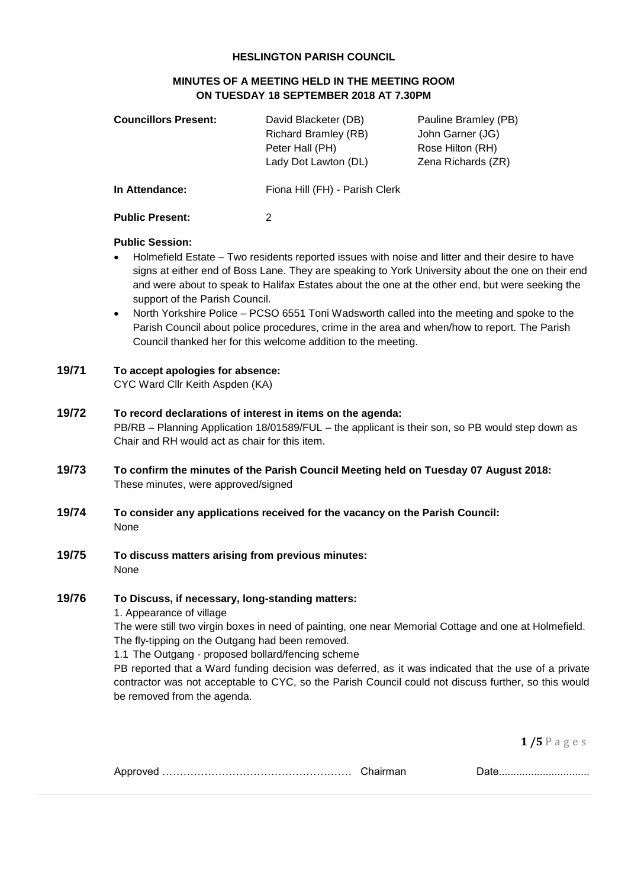# HESLINGTON PARISH COUNCIL

## MINUTES OF A MEETING HELD IN THE MEETING ROOM ON TUESDAY 18 SEPTEMBER 2018 AT 7.30PM

| **Councillors Present:** | David Blacketer (DB) | Pauline Bramley (PB) |
|---|---|---|
| | Richard Bramley (RB) | John Garner (JG) |
| | Peter Hall (PH) | Rose Hilton (RH) |
| | Lady Dot Lawton (DL) | Zena Richards (ZR) |

**In Attendance:** Fiona Hill (FH) - Parish Clerk

**Public Present:** 2

**Public Session:**

- Holmefield Estate – Two residents reported issues with noise and litter and their desire to have signs at either end of Boss Lane. They are speaking to York University about the one on their end and were about to speak to Halifax Estates about the one at the other end, but were seeking the support of the Parish Council.
- North Yorkshire Police – PCSO 6551 Toni Wadsworth called into the meeting and spoke to the Parish Council about police procedures, crime in the area and when/how to report. The Parish Council thanked her for this welcome addition to the meeting.

**19/71 To accept apologies for absence:**
CYC Ward Cllr Keith Aspden (KA)

**19/72 To record declarations of interest in items on the agenda:**
PB/RB – Planning Application 18/01589/FUL – the applicant is their son, so PB would step down as Chair and RH would act as chair for this item.

**19/73 To confirm the minutes of the Parish Council Meeting held on Tuesday 07 August 2018:**
These minutes, were approved/signed

**19/74 To consider any applications received for the vacancy on the Parish Council:**
None

**19/75 To discuss matters arising from previous minutes:**
None

**19/76 To Discuss, if necessary, long-standing matters:**

1. Appearance of village

The were still two virgin boxes in need of painting, one near Memorial Cottage and one at Holmefield. The fly-tipping on the Outgang had been removed.

1.1 The Outgang - proposed bollard/fencing scheme

PB reported that a Ward funding decision was deferred, as it was indicated that the use of a private contractor was not acceptable to CYC, so the Parish Council could not discuss further, so this would be removed from the agenda.

Approved ……………………………………………… Chairman Date..............................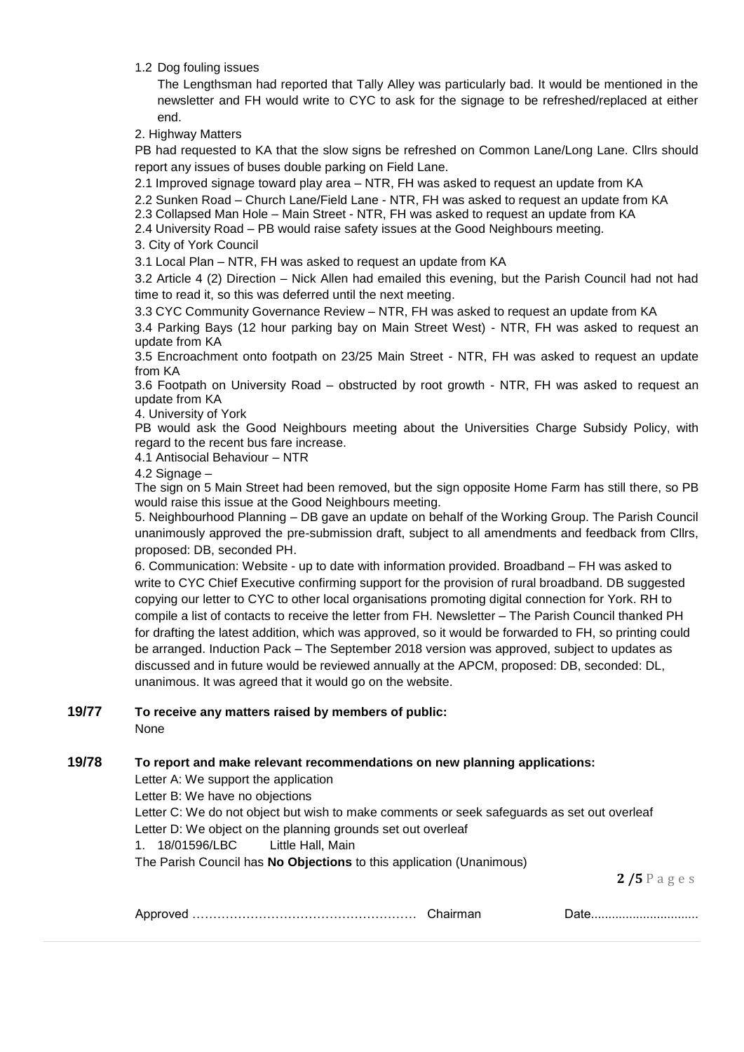1.2 Dog fouling issues

The Lengthsman had reported that Tally Alley was particularly bad. It would be mentioned in the newsletter and FH would write to CYC to ask for the signage to be refreshed/replaced at either end.

2. Highway Matters

PB had requested to KA that the slow signs be refreshed on Common Lane/Long Lane. Cllrs should report any issues of buses double parking on Field Lane.

2.1 Improved signage toward play area – NTR, FH was asked to request an update from KA

2.2 Sunken Road – Church Lane/Field Lane - NTR, FH was asked to request an update from KA

2.3 Collapsed Man Hole – Main Street - NTR, FH was asked to request an update from KA

2.4 University Road – PB would raise safety issues at the Good Neighbours meeting.

3. City of York Council

3.1 Local Plan – NTR, FH was asked to request an update from KA

3.2 Article 4 (2) Direction – Nick Allen had emailed this evening, but the Parish Council had not had time to read it, so this was deferred until the next meeting.

3.3 CYC Community Governance Review – NTR, FH was asked to request an update from KA

3.4 Parking Bays (12 hour parking bay on Main Street West) - NTR, FH was asked to request an update from KA

3.5 Encroachment onto footpath on 23/25 Main Street - NTR, FH was asked to request an update from KA

3.6 Footpath on University Road – obstructed by root growth - NTR, FH was asked to request an update from KA

4. University of York

PB would ask the Good Neighbours meeting about the Universities Charge Subsidy Policy, with regard to the recent bus fare increase.

4.1 Antisocial Behaviour – NTR

4.2 Signage –

The sign on 5 Main Street had been removed, but the sign opposite Home Farm has still there, so PB would raise this issue at the Good Neighbours meeting.

5. Neighbourhood Planning – DB gave an update on behalf of the Working Group. The Parish Council unanimously approved the pre-submission draft, subject to all amendments and feedback from Cllrs, proposed: DB, seconded PH.

6. Communication: Website - up to date with information provided. Broadband – FH was asked to write to CYC Chief Executive confirming support for the provision of rural broadband. DB suggested copying our letter to CYC to other local organisations promoting digital connection for York. RH to compile a list of contacts to receive the letter from FH. Newsletter – The Parish Council thanked PH for drafting the latest addition, which was approved, so it would be forwarded to FH, so printing could be arranged. Induction Pack – The September 2018 version was approved, subject to updates as discussed and in future would be reviewed annually at the APCM, proposed: DB, seconded: DL, unanimous. It was agreed that it would go on the website.

**19/77 To receive any matters raised by members of public:**

None

**19/78 To report and make relevant recommendations on new planning applications:**

Letter A: We support the application

Letter B: We have no objections

Letter C: We do not object but wish to make comments or seek safeguards as set out overleaf

Letter D: We object on the planning grounds set out overleaf

1. 18/01596/LBC Little Hall, Main

The Parish Council has **No Objections** to this application (Unanimous)

Approved ……………………………………………… Chairman Date..............................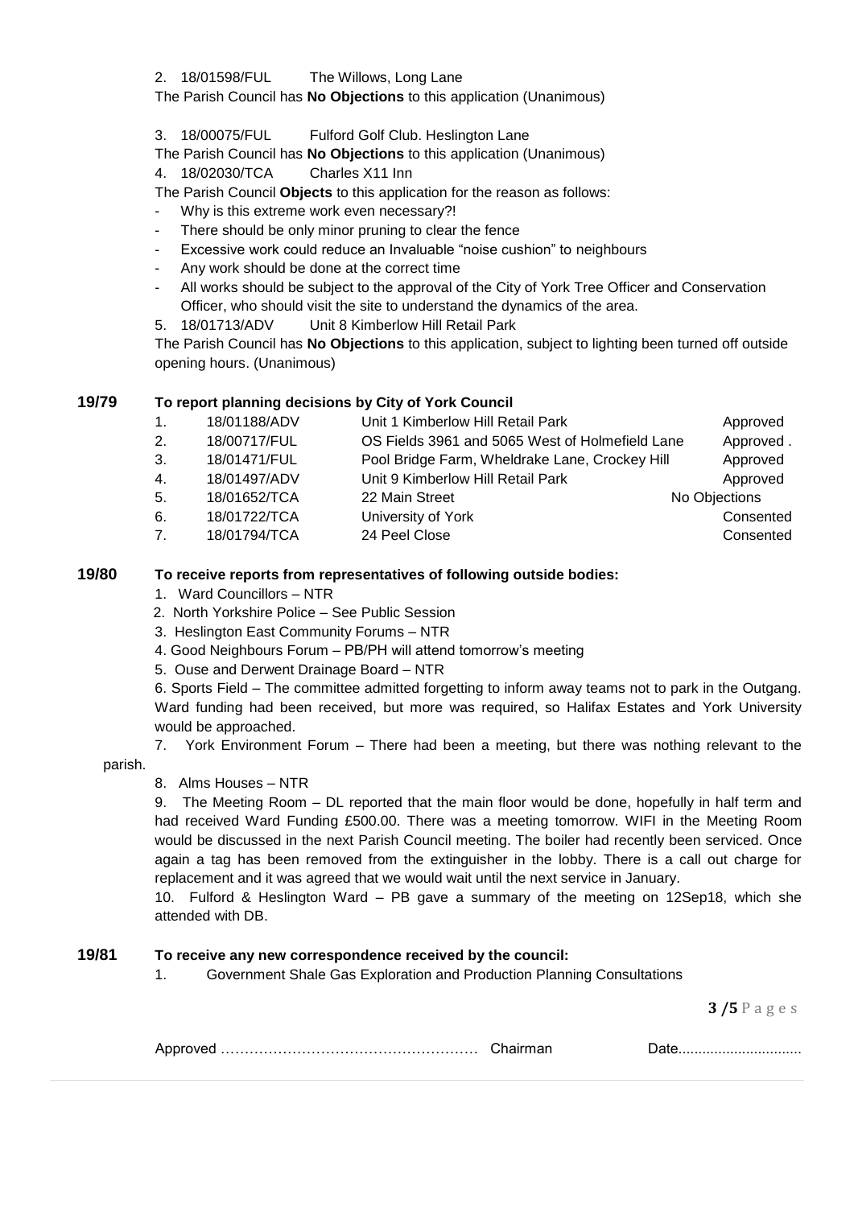2. 18/01598/FUL The Willows, Long Lane

The Parish Council has **No Objections** to this application (Unanimous)

3. 18/00075/FUL Fulford Golf Club. Heslington Lane

The Parish Council has **No Objections** to this application (Unanimous)

4. 18/02030/TCA Charles X11 Inn

The Parish Council **Objects** to this application for the reason as follows:

- Why is this extreme work even necessary?!
- There should be only minor pruning to clear the fence
- Excessive work could reduce an Invaluable "noise cushion" to neighbours
- Any work should be done at the correct time
- All works should be subject to the approval of the City of York Tree Officer and Conservation Officer, who should visit the site to understand the dynamics of the area.

5. 18/01713/ADV Unit 8 Kimberlow Hill Retail Park

The Parish Council has **No Objections** to this application, subject to lighting been turned off outside opening hours. (Unanimous)

**19/79 To report planning decisions by City of York Council**

| | | | |
|---|---|---|---|
| 1. | 18/01188/ADV | Unit 1 Kimberlow Hill Retail Park | Approved |
| 2. | 18/00717/FUL | OS Fields 3961 and 5065 West of Holmefield Lane | Approved . |
| 3. | 18/01471/FUL | Pool Bridge Farm, Wheldrake Lane, Crockey Hill | Approved |
| 4. | 18/01497/ADV | Unit 9 Kimberlow Hill Retail Park | Approved |
| 5. | 18/01652/TCA | 22 Main Street | No Objections |
| 6. | 18/01722/TCA | University of York | Consented |
| 7. | 18/01794/TCA | 24 Peel Close | Consented |

**19/80 To receive reports from representatives of following outside bodies:**

1. Ward Councillors – NTR
2. North Yorkshire Police – See Public Session
3. Heslington East Community Forums – NTR
4. Good Neighbours Forum – PB/PH will attend tomorrow's meeting
5. Ouse and Derwent Drainage Board – NTR
6. Sports Field – The committee admitted forgetting to inform away teams not to park in the Outgang. Ward funding had been received, but more was required, so Halifax Estates and York University would be approached.
7. York Environment Forum – There had been a meeting, but there was nothing relevant to the parish.
8. Alms Houses – NTR
9. The Meeting Room – DL reported that the main floor would be done, hopefully in half term and had received Ward Funding £500.00. There was a meeting tomorrow. WIFI in the Meeting Room would be discussed in the next Parish Council meeting. The boiler had recently been serviced. Once again a tag has been removed from the extinguisher in the lobby. There is a call out charge for replacement and it was agreed that we would wait until the next service in January.
10. Fulford & Heslington Ward – PB gave a summary of the meeting on 12Sep18, which she attended with DB.

**19/81 To receive any new correspondence received by the council:**

1. Government Shale Gas Exploration and Production Planning Consultations

Approved …………………………………………… Chairman Date..............................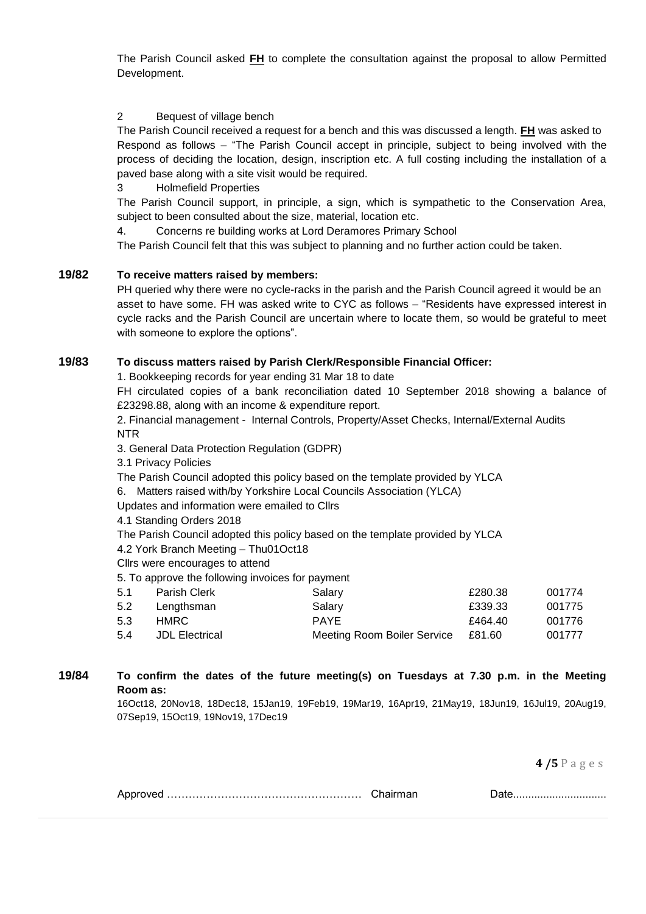The Parish Council asked **FH** to complete the consultation against the proposal to allow Permitted Development.

2 Bequest of village bench

The Parish Council received a request for a bench and this was discussed a length. **FH** was asked to Respond as follows – "The Parish Council accept in principle, subject to being involved with the process of deciding the location, design, inscription etc. A full costing including the installation of a paved base along with a site visit would be required.

3 Holmefield Properties

The Parish Council support, in principle, a sign, which is sympathetic to the Conservation Area, subject to been consulted about the size, material, location etc.

4. Concerns re building works at Lord Deramores Primary School

The Parish Council felt that this was subject to planning and no further action could be taken.

**19/82 To receive matters raised by members:**

PH queried why there were no cycle-racks in the parish and the Parish Council agreed it would be an asset to have some. FH was asked write to CYC as follows – "Residents have expressed interest in cycle racks and the Parish Council are uncertain where to locate them, so would be grateful to meet with someone to explore the options".

**19/83 To discuss matters raised by Parish Clerk/Responsible Financial Officer:**

1. Bookkeeping records for year ending 31 Mar 18 to date

FH circulated copies of a bank reconciliation dated 10 September 2018 showing a balance of £23298.88, along with an income & expenditure report.

2. Financial management - Internal Controls, Property/Asset Checks, Internal/External Audits

NTR

3. General Data Protection Regulation (GDPR)

3.1 Privacy Policies

The Parish Council adopted this policy based on the template provided by YLCA

6. Matters raised with/by Yorkshire Local Councils Association (YLCA)

Updates and information were emailed to Cllrs

4.1 Standing Orders 2018

The Parish Council adopted this policy based on the template provided by YLCA

4.2 York Branch Meeting – Thu01Oct18

Cllrs were encourages to attend

5. To approve the following invoices for payment

| | | | | |
|---|---|---|---|---|
| 5.1 | Parish Clerk | Salary | £280.38 | 001774 |
| 5.2 | Lengthsman | Salary | £339.33 | 001775 |
| 5.3 | HMRC | PAYE | £464.40 | 001776 |
| 5.4 | JDL Electrical | Meeting Room Boiler Service | £81.60 | 001777 |

**19/84 To confirm the dates of the future meeting(s) on Tuesdays at 7.30 p.m. in the Meeting Room as:**

16Oct18, 20Nov18, 18Dec18, 15Jan19, 19Feb19, 19Mar19, 16Apr19, 21May19, 18Jun19, 16Jul19, 20Aug19, 07Sep19, 15Oct19, 19Nov19, 17Dec19

Approved …………………………………………… Chairman Date...............................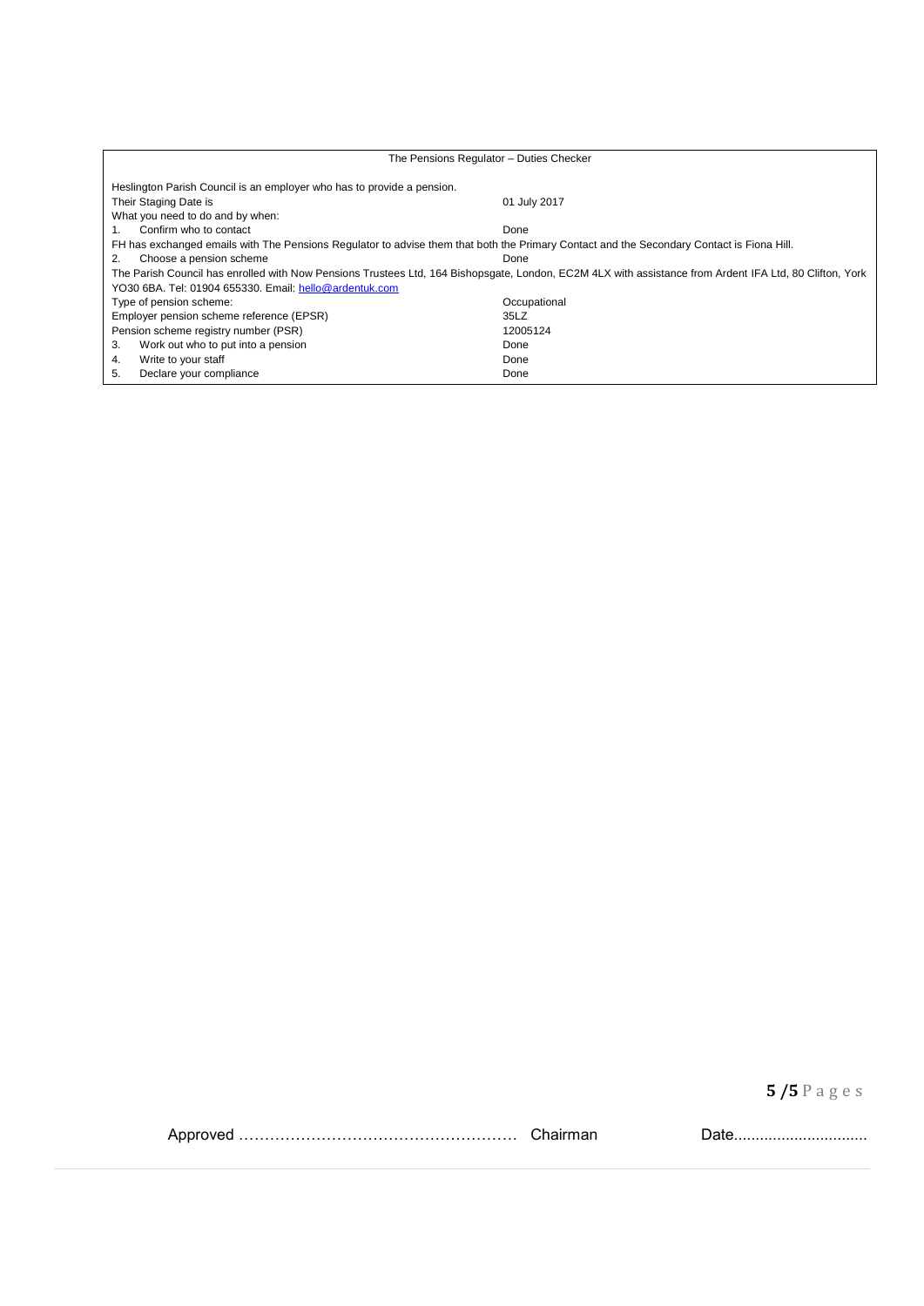The Pensions Regulator – Duties Checker

Heslington Parish Council is an employer who has to provide a pension.

| | |
|---|---|
| Their Staging Date is | 01 July 2017 |
| What you need to do and by when: | |
| 1. Confirm who to contact | Done |

FH has exchanged emails with The Pensions Regulator to advise them that both the Primary Contact and the Secondary Contact is Fiona Hill.

| | |
|---|---|
| 2. Choose a pension scheme | Done |

The Parish Council has enrolled with Now Pensions Trustees Ltd, 164 Bishopsgate, London, EC2M 4LX with assistance from Ardent IFA Ltd, 80 Clifton, York YO30 6BA. Tel: 01904 655330. Email: hello@ardentuk.com

| | |
|---|---|
| Type of pension scheme: | Occupational |
| Employer pension scheme reference (EPSR) | 35LZ |
| Pension scheme registry number (PSR) | 12005124 |
| 3. Work out who to put into a pension | Done |
| 4. Write to your staff | Done |
| 5. Declare your compliance | Done |

Approved ……………………………………………… Chairman Date..............................